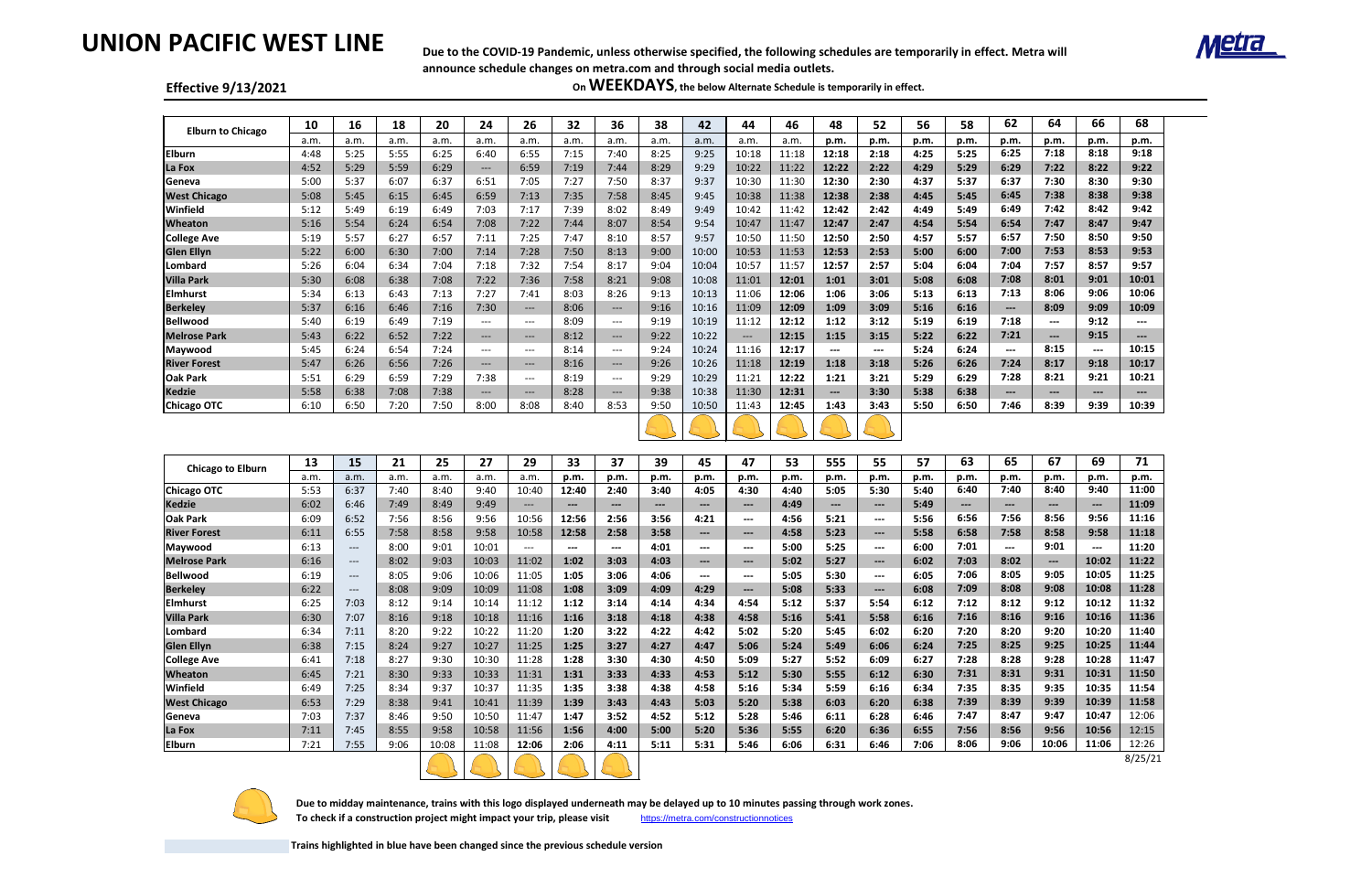# UNION PACIFIC WEST LINE

**Due to the COVID-19 Pandemic, unless otherwise specified, the following schedules are temporarily in effect. Metra will announce schedule changes on metra.com and through social media outlets.**

**Effective 9/13/2021**

**On WEEKDAYS, the below Alternate Schedule is temporarily in effect.**

| Elburn to Chicago | 10 | 16 | 18 | 20 | 24 | 26 | 32 | 36 | 38 | 42 | 44 | 46 | 48 | 52 | 56 | 58 | 62 | 64 | 66 | 68 |
|---|---|---|---|---|---|---|---|---|---|---|---|---|---|---|---|---|---|---|---|---|
| | a.m. | a.m. | a.m. | a.m. | a.m. | a.m. | a.m. | a.m. | a.m. | a.m. | a.m. | a.m. | p.m. | p.m. | p.m. | p.m. | p.m. | p.m. | p.m. | p.m. |
| Elburn | 4:48 | 5:25 | 5:55 | 6:25 | 6:40 | 6:55 | 7:15 | 7:40 | 8:25 | 9:25 | 10:18 | 11:18 | 12:18 | 2:18 | 4:25 | 5:25 | 6:25 | 7:18 | 8:18 | 9:18 |
| La Fox | 4:52 | 5:29 | 5:59 | 6:29 | --- | 6:59 | 7:19 | 7:44 | 8:29 | 9:29 | 10:22 | 11:22 | 12:22 | 2:22 | 4:29 | 5:29 | 6:29 | 7:22 | 8:22 | 9:22 |
| Geneva | 5:00 | 5:37 | 6:07 | 6:37 | 6:51 | 7:05 | 7:27 | 7:50 | 8:37 | 9:37 | 10:30 | 11:30 | 12:30 | 2:30 | 4:37 | 5:37 | 6:37 | 7:30 | 8:30 | 9:30 |
| West Chicago | 5:08 | 5:45 | 6:15 | 6:45 | 6:59 | 7:13 | 7:35 | 7:58 | 8:45 | 9:45 | 10:38 | 11:38 | 12:38 | 2:38 | 4:45 | 5:45 | 6:45 | 7:38 | 8:38 | 9:38 |
| Winfield | 5:12 | 5:49 | 6:19 | 6:49 | 7:03 | 7:17 | 7:39 | 8:02 | 8:49 | 9:49 | 10:42 | 11:42 | 12:42 | 2:42 | 4:49 | 5:49 | 6:49 | 7:42 | 8:42 | 9:42 |
| Wheaton | 5:16 | 5:54 | 6:24 | 6:54 | 7:08 | 7:22 | 7:44 | 8:07 | 8:54 | 9:54 | 10:47 | 11:47 | 12:47 | 2:47 | 4:54 | 5:54 | 6:54 | 7:47 | 8:47 | 9:47 |
| College Ave | 5:19 | 5:57 | 6:27 | 6:57 | 7:11 | 7:25 | 7:47 | 8:10 | 8:57 | 9:57 | 10:50 | 11:50 | 12:50 | 2:50 | 4:57 | 5:57 | 6:57 | 7:50 | 8:50 | 9:50 |
| Glen Ellyn | 5:22 | 6:00 | 6:30 | 7:00 | 7:14 | 7:28 | 7:50 | 8:13 | 9:00 | 10:00 | 10:53 | 11:53 | 12:53 | 2:53 | 5:00 | 6:00 | 7:00 | 7:53 | 8:53 | 9:53 |
| Lombard | 5:26 | 6:04 | 6:34 | 7:04 | 7:18 | 7:32 | 7:54 | 8:17 | 9:04 | 10:04 | 10:57 | 11:57 | 12:57 | 2:57 | 5:04 | 6:04 | 7:04 | 7:57 | 8:57 | 9:57 |
| Villa Park | 5:30 | 6:08 | 6:38 | 7:08 | 7:22 | 7:36 | 7:58 | 8:21 | 9:08 | 10:08 | 11:01 | 12:01 | 1:01 | 3:01 | 5:08 | 6:08 | 7:08 | 8:01 | 9:01 | 10:01 |
| Elmhurst | 5:34 | 6:13 | 6:43 | 7:13 | 7:27 | 7:41 | 8:03 | 8:26 | 9:13 | 10:13 | 11:06 | 12:06 | 1:06 | 3:06 | 5:13 | 6:13 | 7:13 | 8:06 | 9:06 | 10:06 |
| Berkeley | 5:37 | 6:16 | 6:46 | 7:16 | 7:30 | --- | 8:06 | --- | 9:16 | 10:16 | 11:09 | 12:09 | 1:09 | 3:09 | 5:16 | 6:16 | --- | 8:09 | 9:09 | 10:09 |
| Bellwood | 5:40 | 6:19 | 6:49 | 7:19 | --- | --- | 8:09 | --- | 9:19 | 10:19 | 11:12 | 12:12 | 1:12 | 3:12 | 5:19 | 6:19 | 7:18 | --- | 9:12 | --- |
| Melrose Park | 5:43 | 6:22 | 6:52 | 7:22 | --- | --- | 8:12 | --- | 9:22 | 10:22 | --- | 12:15 | 1:15 | 3:15 | 5:22 | 6:22 | 7:21 | --- | 9:15 | --- |
| Maywood | 5:45 | 6:24 | 6:54 | 7:24 | --- | --- | 8:14 | --- | 9:24 | 10:24 | 11:16 | 12:17 | --- | --- | 5:24 | 6:24 | --- | 8:15 | --- | 10:15 |
| River Forest | 5:47 | 6:26 | 6:56 | 7:26 | --- | --- | 8:16 | --- | 9:26 | 10:26 | 11:18 | 12:19 | 1:18 | 3:18 | 5:26 | 6:26 | 7:24 | 8:17 | 9:18 | 10:17 |
| Oak Park | 5:51 | 6:29 | 6:59 | 7:29 | 7:38 | --- | 8:19 | --- | 9:29 | 10:29 | 11:21 | 12:22 | 1:21 | 3:21 | 5:29 | 6:29 | 7:28 | 8:21 | 9:21 | 10:21 |
| Kedzie | 5:58 | 6:38 | 7:08 | 7:38 | --- | --- | 8:28 | --- | 9:38 | 10:38 | 11:30 | 12:31 | --- | 3:30 | 5:38 | 6:38 | --- | --- | --- | --- |
| Chicago OTC | 6:10 | 6:50 | 7:20 | 7:50 | 8:00 | 8:08 | 8:40 | 8:53 | 9:50 | 10:50 | 11:43 | 12:45 | 1:43 | 3:43 | 5:50 | 6:50 | 7:46 | 8:39 | 9:39 | 10:39 |

| Chicago to Elburn | 13 | 15 | 21 | 25 | 27 | 29 | 33 | 37 | 39 | 45 | 47 | 53 | 555 | 55 | 57 | 63 | 65 | 67 | 69 | 71 |
|---|---|---|---|---|---|---|---|---|---|---|---|---|---|---|---|---|---|---|---|---|
| | a.m. | a.m. | a.m. | a.m. | a.m. | a.m. | p.m. | p.m. | p.m. | p.m. | p.m. | p.m. | p.m. | p.m. | p.m. | p.m. | p.m. | p.m. | p.m. | p.m. |
| Chicago OTC | 5:53 | 6:37 | 7:40 | 8:40 | 9:40 | 10:40 | 12:40 | 2:40 | 3:40 | 4:05 | 4:30 | 4:40 | 5:05 | 5:30 | 5:40 | 6:40 | 7:40 | 8:40 | 9:40 | 11:00 |
| Kedzie | 6:02 | 6:46 | 7:49 | 8:49 | 9:49 | --- | --- | --- | --- | --- | --- | 4:49 | --- | --- | 5:49 | --- | --- | --- | --- | 11:09 |
| Oak Park | 6:09 | 6:52 | 7:56 | 8:56 | 9:56 | 10:56 | 12:56 | 2:56 | 3:56 | 4:21 | --- | 4:56 | 5:21 | --- | 5:56 | 6:56 | 7:56 | 8:56 | 9:56 | 11:16 |
| River Forest | 6:11 | 6:55 | 7:58 | 8:58 | 9:58 | 10:58 | 12:58 | 2:58 | 3:58 | --- | --- | 4:58 | 5:23 | --- | 5:58 | 6:58 | 7:58 | 8:58 | 9:58 | 11:18 |
| Maywood | 6:13 | --- | 8:00 | 9:01 | 10:01 | --- | --- | --- | 4:01 | --- | --- | 5:00 | 5:25 | --- | 6:00 | 7:01 | --- | 9:01 | --- | 11:20 |
| Melrose Park | 6:16 | --- | 8:02 | 9:03 | 10:03 | 11:02 | 1:02 | 3:03 | 4:03 | --- | --- | 5:02 | 5:27 | --- | 6:02 | 7:03 | 8:02 | --- | 10:02 | 11:22 |
| Bellwood | 6:19 | --- | 8:05 | 9:06 | 10:06 | 11:05 | 1:05 | 3:06 | 4:06 | --- | --- | 5:05 | 5:30 | --- | 6:05 | 7:06 | 8:05 | 9:05 | 10:05 | 11:25 |
| Berkeley | 6:22 | --- | 8:08 | 9:09 | 10:09 | 11:08 | 1:08 | 3:09 | 4:09 | 4:29 | --- | 5:08 | 5:33 | --- | 6:08 | 7:09 | 8:08 | 9:08 | 10:08 | 11:28 |
| Elmhurst | 6:25 | 7:03 | 8:12 | 9:14 | 10:14 | 11:12 | 1:12 | 3:14 | 4:14 | 4:34 | 4:54 | 5:12 | 5:37 | 5:54 | 6:12 | 7:12 | 8:12 | 9:12 | 10:12 | 11:32 |
| Villa Park | 6:30 | 7:07 | 8:16 | 9:18 | 10:18 | 11:16 | 1:16 | 3:18 | 4:18 | 4:38 | 4:58 | 5:16 | 5:41 | 5:58 | 6:16 | 7:16 | 8:16 | 9:16 | 10:16 | 11:36 |
| Lombard | 6:34 | 7:11 | 8:20 | 9:22 | 10:22 | 11:20 | 1:20 | 3:22 | 4:22 | 4:42 | 5:02 | 5:20 | 5:45 | 6:02 | 6:20 | 7:20 | 8:20 | 9:20 | 10:20 | 11:40 |
| Glen Ellyn | 6:38 | 7:15 | 8:24 | 9:27 | 10:27 | 11:25 | 1:25 | 3:27 | 4:27 | 4:47 | 5:06 | 5:24 | 5:49 | 6:06 | 6:24 | 7:25 | 8:25 | 9:25 | 10:25 | 11:44 |
| College Ave | 6:41 | 7:18 | 8:27 | 9:30 | 10:30 | 11:28 | 1:28 | 3:30 | 4:30 | 4:50 | 5:09 | 5:27 | 5:52 | 6:09 | 6:27 | 7:28 | 8:28 | 9:28 | 10:28 | 11:47 |
| Wheaton | 6:45 | 7:21 | 8:30 | 9:33 | 10:33 | 11:31 | 1:31 | 3:33 | 4:33 | 4:53 | 5:12 | 5:30 | 5:55 | 6:12 | 6:30 | 7:31 | 8:31 | 9:31 | 10:31 | 11:50 |
| Winfield | 6:49 | 7:25 | 8:34 | 9:37 | 10:37 | 11:35 | 1:35 | 3:38 | 4:38 | 4:58 | 5:16 | 5:34 | 5:59 | 6:16 | 6:34 | 7:35 | 8:35 | 9:35 | 10:35 | 11:54 |
| West Chicago | 6:53 | 7:29 | 8:38 | 9:41 | 10:41 | 11:39 | 1:39 | 3:43 | 4:43 | 5:03 | 5:20 | 5:38 | 6:03 | 6:20 | 6:38 | 7:39 | 8:39 | 9:39 | 10:39 | 11:58 |
| Geneva | 7:03 | 7:37 | 8:46 | 9:50 | 10:50 | 11:47 | 1:47 | 3:52 | 4:52 | 5:12 | 5:28 | 5:46 | 6:11 | 6:28 | 6:46 | 7:47 | 8:47 | 9:47 | 10:47 | 12:06 |
| La Fox | 7:11 | 7:45 | 8:55 | 9:58 | 10:58 | 11:56 | 1:56 | 4:00 | 5:00 | 5:20 | 5:36 | 5:55 | 6:20 | 6:36 | 6:55 | 7:56 | 8:56 | 9:56 | 10:56 | 12:15 |
| Elburn | 7:21 | 7:55 | 9:06 | 10:08 | 11:08 | 12:06 | 2:06 | 4:11 | 5:11 | 5:31 | 5:46 | 6:06 | 6:31 | 6:46 | 7:06 | 8:06 | 9:06 | 10:06 | 11:06 | 12:26 |

8/25/21

**Due to midday maintenance, trains with this logo displayed underneath may be delayed up to 10 minutes passing through work zones.**
**To check if a construction project might impact your trip, please visit** https://metra.com/constructionnotices

**Trains highlighted in blue have been changed since the previous schedule version**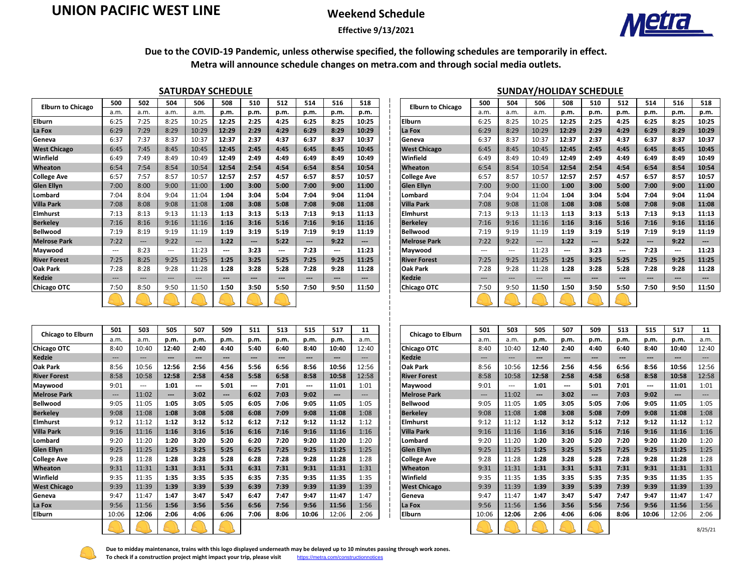# UNION PACIFIC WEST LINE

## Weekend Schedule

**Effective 9/13/2021**

**Due to the COVID-19 Pandemic, unless otherwise specified, the following schedules are temporarily in effect.**
**Metra will announce schedule changes on metra.com and through social media outlets.**

## SATURDAY SCHEDULE

| Elburn to Chicago | 500 | 502 | 504 | 506 | 508 | 510 | 512 | 514 | 516 | 518 |
|---|---|---|---|---|---|---|---|---|---|---|
| | a.m. | a.m. | a.m. | a.m. | p.m. | p.m. | p.m. | p.m. | p.m. | p.m. |
| Elburn | 6:25 | 7:25 | 8:25 | 10:25 | 12:25 | 2:25 | 4:25 | 6:25 | 8:25 | 10:25 |
| La Fox | 6:29 | 7:29 | 8:29 | 10:29 | 12:29 | 2:29 | 4:29 | 6:29 | 8:29 | 10:29 |
| Geneva | 6:37 | 7:37 | 8:37 | 10:37 | 12:37 | 2:37 | 4:37 | 6:37 | 8:37 | 10:37 |
| West Chicago | 6:45 | 7:45 | 8:45 | 10:45 | 12:45 | 2:45 | 4:45 | 6:45 | 8:45 | 10:45 |
| Winfield | 6:49 | 7:49 | 8:49 | 10:49 | 12:49 | 2:49 | 4:49 | 6:49 | 8:49 | 10:49 |
| Wheaton | 6:54 | 7:54 | 8:54 | 10:54 | 12:54 | 2:54 | 4:54 | 6:54 | 8:54 | 10:54 |
| College Ave | 6:57 | 7:57 | 8:57 | 10:57 | 12:57 | 2:57 | 4:57 | 6:57 | 8:57 | 10:57 |
| Glen Ellyn | 7:00 | 8:00 | 9:00 | 11:00 | 1:00 | 3:00 | 5:00 | 7:00 | 9:00 | 11:00 |
| Lombard | 7:04 | 8:04 | 9:04 | 11:04 | 1:04 | 3:04 | 5:04 | 7:04 | 9:04 | 11:04 |
| Villa Park | 7:08 | 8:08 | 9:08 | 11:08 | 1:08 | 3:08 | 5:08 | 7:08 | 9:08 | 11:08 |
| Elmhurst | 7:13 | 8:13 | 9:13 | 11:13 | 1:13 | 3:13 | 5:13 | 7:13 | 9:13 | 11:13 |
| Berkeley | 7:16 | 8:16 | 9:16 | 11:16 | 1:16 | 3:16 | 5:16 | 7:16 | 9:16 | 11:16 |
| Bellwood | 7:19 | 8:19 | 9:19 | 11:19 | 1:19 | 3:19 | 5:19 | 7:19 | 9:19 | 11:19 |
| Melrose Park | 7:22 | --- | 9:22 | --- | 1:22 | --- | 5:22 | --- | 9:22 | --- |
| Maywood | --- | 8:23 | --- | 11:23 | --- | 3:23 | --- | 7:23 | --- | 11:23 |
| River Forest | 7:25 | 8:25 | 9:25 | 11:25 | 1:25 | 3:25 | 5:25 | 7:25 | 9:25 | 11:25 |
| Oak Park | 7:28 | 8:28 | 9:28 | 11:28 | 1:28 | 3:28 | 5:28 | 7:28 | 9:28 | 11:28 |
| Kedzie | --- | --- | --- | --- | --- | --- | --- | --- | --- | --- |
| Chicago OTC | 7:50 | 8:50 | 9:50 | 11:50 | 1:50 | 3:50 | 5:50 | 7:50 | 9:50 | 11:50 |

| Chicago to Elburn | 501 | 503 | 505 | 507 | 509 | 511 | 513 | 515 | 517 | 11 |
|---|---|---|---|---|---|---|---|---|---|---|
| | a.m. | a.m. | p.m. | p.m. | p.m. | p.m. | p.m. | p.m. | p.m. | a.m. |
| Chicago OTC | 8:40 | 10:40 | 12:40 | 2:40 | 4:40 | 5:40 | 6:40 | 8:40 | 10:40 | 12:40 |
| Kedzie | --- | --- | --- | --- | --- | --- | --- | --- | --- | --- |
| Oak Park | 8:56 | 10:56 | 12:56 | 2:56 | 4:56 | 5:56 | 6:56 | 8:56 | 10:56 | 12:56 |
| River Forest | 8:58 | 10:58 | 12:58 | 2:58 | 4:58 | 5:58 | 6:58 | 8:58 | 10:58 | 12:58 |
| Maywood | 9:01 | --- | 1:01 | --- | 5:01 | --- | 7:01 | --- | 11:01 | 1:01 |
| Melrose Park | --- | 11:02 | --- | 3:02 | --- | 6:02 | 7:03 | 9:02 | --- | --- |
| Bellwood | 9:05 | 11:05 | 1:05 | 3:05 | 5:05 | 6:05 | 7:06 | 9:05 | 11:05 | 1:05 |
| Berkeley | 9:08 | 11:08 | 1:08 | 3:08 | 5:08 | 6:08 | 7:09 | 9:08 | 11:08 | 1:08 |
| Elmhurst | 9:12 | 11:12 | 1:12 | 3:12 | 5:12 | 6:12 | 7:12 | 9:12 | 11:12 | 1:12 |
| Villa Park | 9:16 | 11:16 | 1:16 | 3:16 | 5:16 | 6:16 | 7:16 | 9:16 | 11:16 | 1:16 |
| Lombard | 9:20 | 11:20 | 1:20 | 3:20 | 5:20 | 6:20 | 7:20 | 9:20 | 11:20 | 1:20 |
| Glen Ellyn | 9:25 | 11:25 | 1:25 | 3:25 | 5:25 | 6:25 | 7:25 | 9:25 | 11:25 | 1:25 |
| College Ave | 9:28 | 11:28 | 1:28 | 3:28 | 5:28 | 6:28 | 7:28 | 9:28 | 11:28 | 1:28 |
| Wheaton | 9:31 | 11:31 | 1:31 | 3:31 | 5:31 | 6:31 | 7:31 | 9:31 | 11:31 | 1:31 |
| Winfield | 9:35 | 11:35 | 1:35 | 3:35 | 5:35 | 6:35 | 7:35 | 9:35 | 11:35 | 1:35 |
| West Chicago | 9:39 | 11:39 | 1:39 | 3:39 | 5:39 | 6:39 | 7:39 | 9:39 | 11:39 | 1:39 |
| Geneva | 9:47 | 11:47 | 1:47 | 3:47 | 5:47 | 6:47 | 7:47 | 9:47 | 11:47 | 1:47 |
| La Fox | 9:56 | 11:56 | 1:56 | 3:56 | 5:56 | 6:56 | 7:56 | 9:56 | 11:56 | 1:56 |
| Elburn | 10:06 | 12:06 | 2:06 | 4:06 | 6:06 | 7:06 | 8:06 | 10:06 | 12:06 | 2:06 |

## SUNDAY/HOLIDAY SCHEDULE

| Elburn to Chicago | 500 | 504 | 506 | 508 | 510 | 512 | 514 | 516 | 518 |
|---|---|---|---|---|---|---|---|---|---|
| | a.m. | a.m. | a.m. | p.m. | p.m. | p.m. | p.m. | p.m. | p.m. |
| Elburn | 6:25 | 8:25 | 10:25 | 12:25 | 2:25 | 4:25 | 6:25 | 8:25 | 10:25 |
| La Fox | 6:29 | 8:29 | 10:29 | 12:29 | 2:29 | 4:29 | 6:29 | 8:29 | 10:29 |
| Geneva | 6:37 | 8:37 | 10:37 | 12:37 | 2:37 | 4:37 | 6:37 | 8:37 | 10:37 |
| West Chicago | 6:45 | 8:45 | 10:45 | 12:45 | 2:45 | 4:45 | 6:45 | 8:45 | 10:45 |
| Winfield | 6:49 | 8:49 | 10:49 | 12:49 | 2:49 | 4:49 | 6:49 | 8:49 | 10:49 |
| Wheaton | 6:54 | 8:54 | 10:54 | 12:54 | 2:54 | 4:54 | 6:54 | 8:54 | 10:54 |
| College Ave | 6:57 | 8:57 | 10:57 | 12:57 | 2:57 | 4:57 | 6:57 | 8:57 | 10:57 |
| Glen Ellyn | 7:00 | 9:00 | 11:00 | 1:00 | 3:00 | 5:00 | 7:00 | 9:00 | 11:00 |
| Lombard | 7:04 | 9:04 | 11:04 | 1:04 | 3:04 | 5:04 | 7:04 | 9:04 | 11:04 |
| Villa Park | 7:08 | 9:08 | 11:08 | 1:08 | 3:08 | 5:08 | 7:08 | 9:08 | 11:08 |
| Elmhurst | 7:13 | 9:13 | 11:13 | 1:13 | 3:13 | 5:13 | 7:13 | 9:13 | 11:13 |
| Berkeley | 7:16 | 9:16 | 11:16 | 1:16 | 3:16 | 5:16 | 7:16 | 9:16 | 11:16 |
| Bellwood | 7:19 | 9:19 | 11:19 | 1:19 | 3:19 | 5:19 | 7:19 | 9:19 | 11:19 |
| Melrose Park | 7:22 | 9:22 | --- | 1:22 | --- | 5:22 | --- | 9:22 | --- |
| Maywood | --- | --- | 11:23 | --- | 3:23 | --- | 7:23 | --- | 11:23 |
| River Forest | 7:25 | 9:25 | 11:25 | 1:25 | 3:25 | 5:25 | 7:25 | 9:25 | 11:25 |
| Oak Park | 7:28 | 9:28 | 11:28 | 1:28 | 3:28 | 5:28 | 7:28 | 9:28 | 11:28 |
| Kedzie | --- | --- | --- | --- | --- | --- | --- | --- | --- |
| Chicago OTC | 7:50 | 9:50 | 11:50 | 1:50 | 3:50 | 5:50 | 7:50 | 9:50 | 11:50 |

| Chicago to Elburn | 501 | 503 | 505 | 507 | 509 | 513 | 515 | 517 | 11 |
|---|---|---|---|---|---|---|---|---|---|
| | a.m. | a.m. | p.m. | p.m. | p.m. | p.m. | p.m. | p.m. | a.m. |
| Chicago OTC | 8:40 | 10:40 | 12:40 | 2:40 | 4:40 | 6:40 | 8:40 | 10:40 | 12:40 |
| Kedzie | --- | --- | --- | --- | --- | --- | --- | --- | --- |
| Oak Park | 8:56 | 10:56 | 12:56 | 2:56 | 4:56 | 6:56 | 8:56 | 10:56 | 12:56 |
| River Forest | 8:58 | 10:58 | 12:58 | 2:58 | 4:58 | 6:58 | 8:58 | 10:58 | 12:58 |
| Maywood | 9:01 | --- | 1:01 | --- | 5:01 | 7:01 | --- | 11:01 | 1:01 |
| Melrose Park | --- | 11:02 | --- | 3:02 | --- | 7:03 | 9:02 | --- | --- |
| Bellwood | 9:05 | 11:05 | 1:05 | 3:05 | 5:05 | 7:06 | 9:05 | 11:05 | 1:05 |
| Berkeley | 9:08 | 11:08 | 1:08 | 3:08 | 5:08 | 7:09 | 9:08 | 11:08 | 1:08 |
| Elmhurst | 9:12 | 11:12 | 1:12 | 3:12 | 5:12 | 7:12 | 9:12 | 11:12 | 1:12 |
| Villa Park | 9:16 | 11:16 | 1:16 | 3:16 | 5:16 | 7:16 | 9:16 | 11:16 | 1:16 |
| Lombard | 9:20 | 11:20 | 1:20 | 3:20 | 5:20 | 7:20 | 9:20 | 11:20 | 1:20 |
| Glen Ellyn | 9:25 | 11:25 | 1:25 | 3:25 | 5:25 | 7:25 | 9:25 | 11:25 | 1:25 |
| College Ave | 9:28 | 11:28 | 1:28 | 3:28 | 5:28 | 7:28 | 9:28 | 11:28 | 1:28 |
| Wheaton | 9:31 | 11:31 | 1:31 | 3:31 | 5:31 | 7:31 | 9:31 | 11:31 | 1:31 |
| Winfield | 9:35 | 11:35 | 1:35 | 3:35 | 5:35 | 7:35 | 9:35 | 11:35 | 1:35 |
| West Chicago | 9:39 | 11:39 | 1:39 | 3:39 | 5:39 | 7:39 | 9:39 | 11:39 | 1:39 |
| Geneva | 9:47 | 11:47 | 1:47 | 3:47 | 5:47 | 7:47 | 9:47 | 11:47 | 1:47 |
| La Fox | 9:56 | 11:56 | 1:56 | 3:56 | 5:56 | 7:56 | 9:56 | 11:56 | 1:56 |
| Elburn | 10:06 | 12:06 | 2:06 | 4:06 | 6:06 | 8:06 | 10:06 | 12:06 | 2:06 |

8/25/21

**Due to midday maintenance, trains with this logo displayed underneath may be delayed up to 10 minutes passing through work zones.**
**To check if a construction project might impact your trip, please visit** https://metra.com/constructionnotices